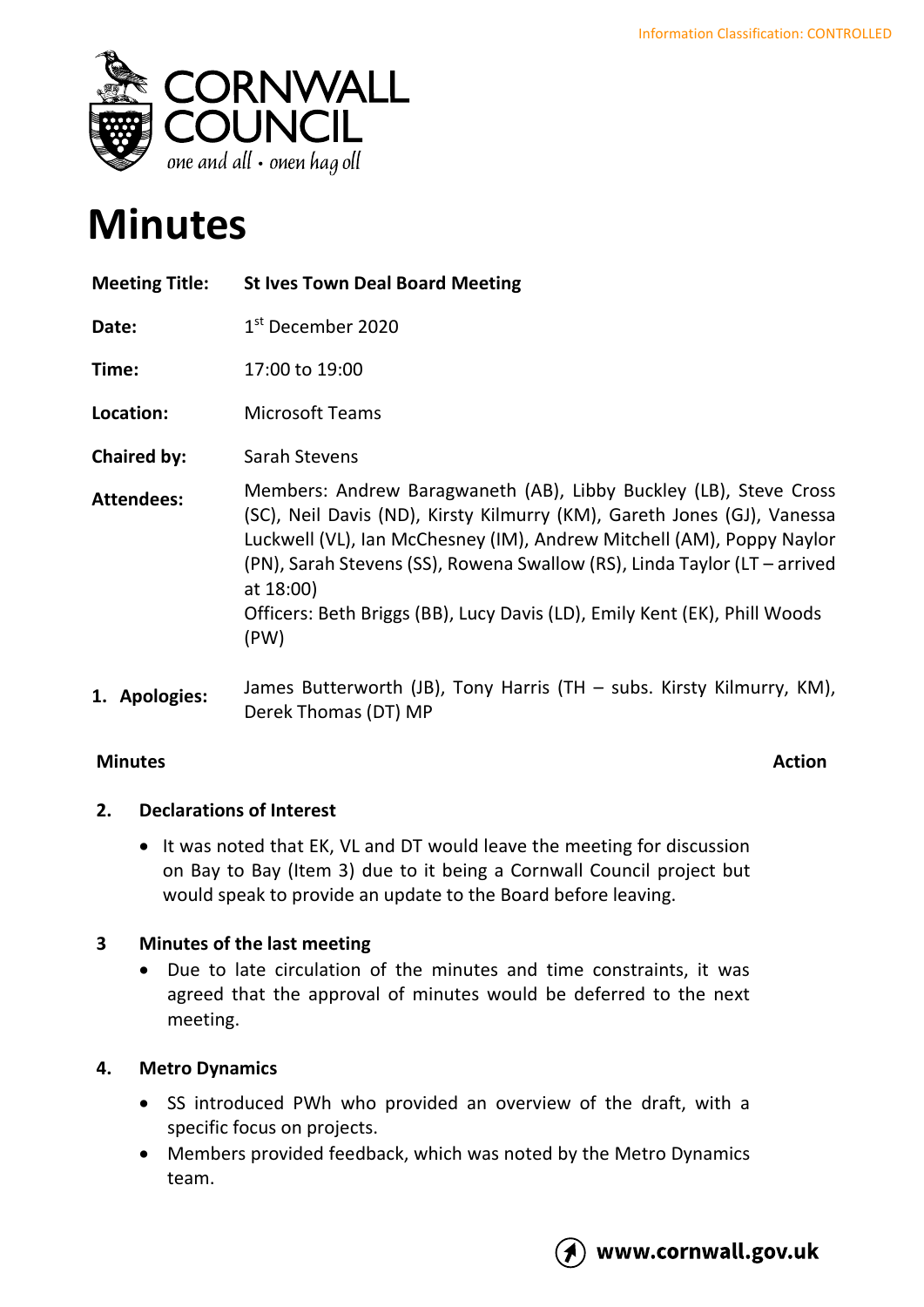Information Classification: CONTROLLED

# Minutes

| | |
|---|---|
| **Meeting Title:** | **St Ives Town Deal Board Meeting** |
| **Date:** | 1st December 2020 |
| **Time:** | 17:00 to 19:00 |
| **Location:** | Microsoft Teams |
| **Chaired by:** | Sarah Stevens |
| **Attendees:** | Members: Andrew Baragwaneth (AB), Libby Buckley (LB), Steve Cross (SC), Neil Davis (ND), Kirsty Kilmurry (KM), Gareth Jones (GJ), Vanessa Luckwell (VL), Ian McChesney (IM), Andrew Mitchell (AM), Poppy Naylor (PN), Sarah Stevens (SS), Rowena Swallow (RS), Linda Taylor (LT – arrived at 18:00)<br>Officers: Beth Briggs (BB), Lucy Davis (LD), Emily Kent (EK), Phill Woods (PW) |
| **1. Apologies:** | James Butterworth (JB), Tony Harris (TH – subs. Kirsty Kilmurry, KM), Derek Thomas (DT) MP |

**Minutes** **Action**

## 2. Declarations of Interest

- It was noted that EK, VL and DT would leave the meeting for discussion on Bay to Bay (Item 3) due to it being a Cornwall Council project but would speak to provide an update to the Board before leaving.

## 3 Minutes of the last meeting

- Due to late circulation of the minutes and time constraints, it was agreed that the approval of minutes would be deferred to the next meeting.

## 4. Metro Dynamics

- SS introduced PWh who provided an overview of the draft, with a specific focus on projects.
- Members provided feedback, which was noted by the Metro Dynamics team.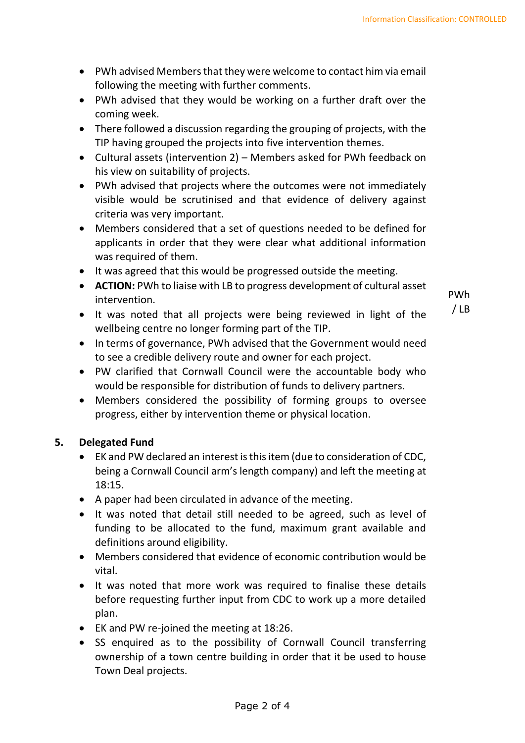- PWh advised Members that they were welcome to contact him via email following the meeting with further comments.
- PWh advised that they would be working on a further draft over the coming week.
- There followed a discussion regarding the grouping of projects, with the TIP having grouped the projects into five intervention themes.
- Cultural assets (intervention 2) – Members asked for PWh feedback on his view on suitability of projects.
- PWh advised that projects where the outcomes were not immediately visible would be scrutinised and that evidence of delivery against criteria was very important.
- Members considered that a set of questions needed to be defined for applicants in order that they were clear what additional information was required of them.
- It was agreed that this would be progressed outside the meeting.
- **ACTION:** PWh to liaise with LB to progress development of cultural asset intervention. — PWh / LB
- It was noted that all projects were being reviewed in light of the wellbeing centre no longer forming part of the TIP.
- In terms of governance, PWh advised that the Government would need to see a credible delivery route and owner for each project.
- PW clarified that Cornwall Council were the accountable body who would be responsible for distribution of funds to delivery partners.
- Members considered the possibility of forming groups to oversee progress, either by intervention theme or physical location.

## 5. Delegated Fund

- EK and PW declared an interest is this item (due to consideration of CDC, being a Cornwall Council arm's length company) and left the meeting at 18:15.
- A paper had been circulated in advance of the meeting.
- It was noted that detail still needed to be agreed, such as level of funding to be allocated to the fund, maximum grant available and definitions around eligibility.
- Members considered that evidence of economic contribution would be vital.
- It was noted that more work was required to finalise these details before requesting further input from CDC to work up a more detailed plan.
- EK and PW re-joined the meeting at 18:26.
- SS enquired as to the possibility of Cornwall Council transferring ownership of a town centre building in order that it be used to house Town Deal projects.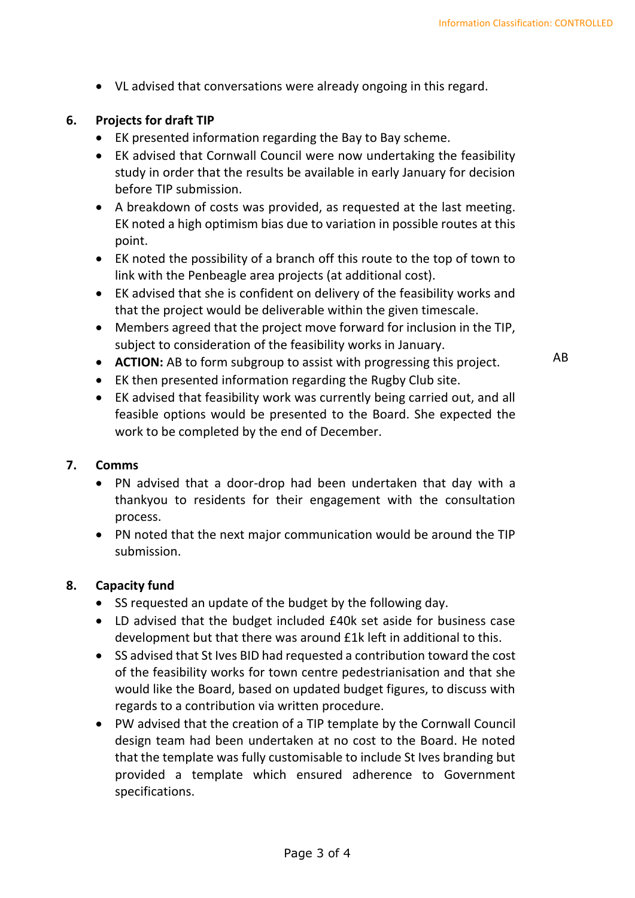- VL advised that conversations were already ongoing in this regard.

**6. Projects for draft TIP**

- EK presented information regarding the Bay to Bay scheme.
- EK advised that Cornwall Council were now undertaking the feasibility study in order that the results be available in early January for decision before TIP submission.
- A breakdown of costs was provided, as requested at the last meeting. EK noted a high optimism bias due to variation in possible routes at this point.
- EK noted the possibility of a branch off this route to the top of town to link with the Penbeagle area projects (at additional cost).
- EK advised that she is confident on delivery of the feasibility works and that the project would be deliverable within the given timescale.
- Members agreed that the project move forward for inclusion in the TIP, subject to consideration of the feasibility works in January.
- **ACTION:** AB to form subgroup to assist with progressing this project. — AB
- EK then presented information regarding the Rugby Club site.
- EK advised that feasibility work was currently being carried out, and all feasible options would be presented to the Board. She expected the work to be completed by the end of December.

**7. Comms**

- PN advised that a door-drop had been undertaken that day with a thankyou to residents for their engagement with the consultation process.
- PN noted that the next major communication would be around the TIP submission.

**8. Capacity fund**

- SS requested an update of the budget by the following day.
- LD advised that the budget included £40k set aside for business case development but that there was around £1k left in additional to this.
- SS advised that St Ives BID had requested a contribution toward the cost of the feasibility works for town centre pedestrianisation and that she would like the Board, based on updated budget figures, to discuss with regards to a contribution via written procedure.
- PW advised that the creation of a TIP template by the Cornwall Council design team had been undertaken at no cost to the Board. He noted that the template was fully customisable to include St Ives branding but provided a template which ensured adherence to Government specifications.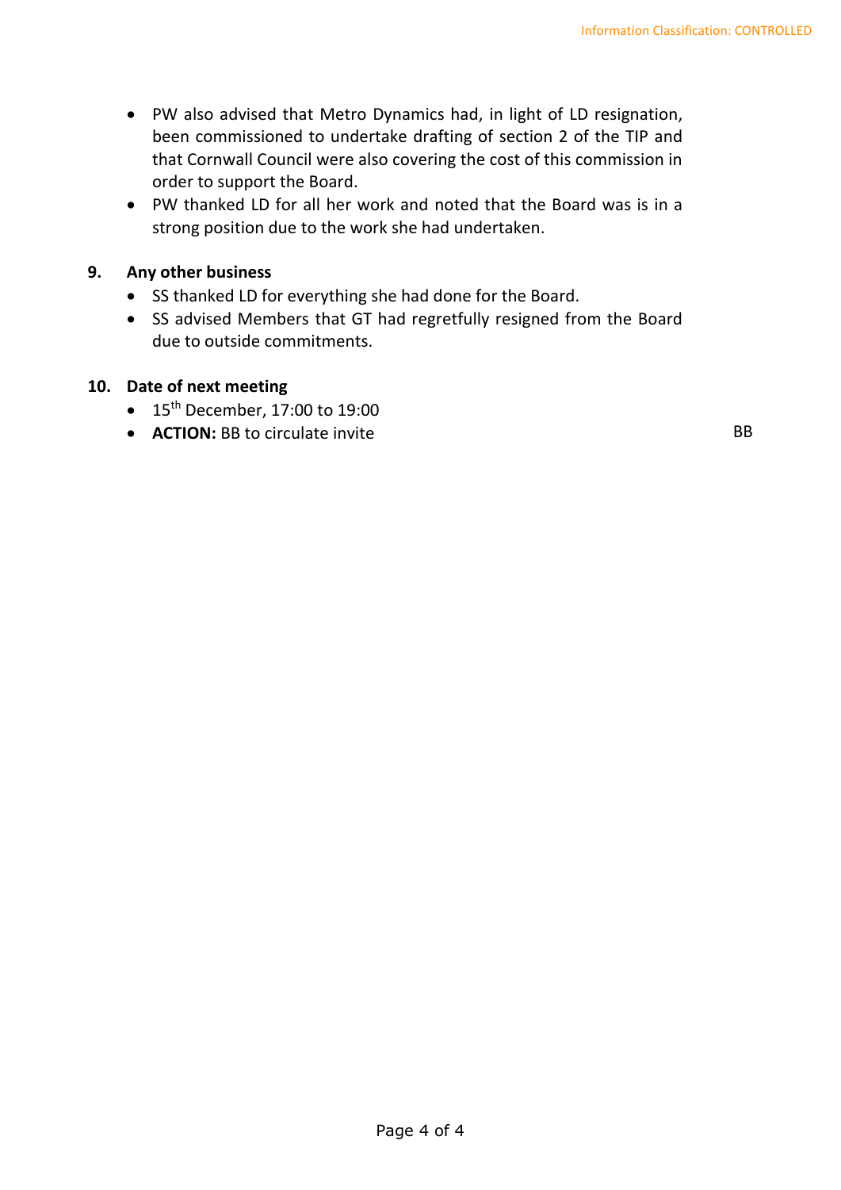- PW also advised that Metro Dynamics had, in light of LD resignation, been commissioned to undertake drafting of section 2 of the TIP and that Cornwall Council were also covering the cost of this commission in order to support the Board.
- PW thanked LD for all her work and noted that the Board was is in a strong position due to the work she had undertaken.

## 9. Any other business

- SS thanked LD for everything she had done for the Board.
- SS advised Members that GT had regretfully resigned from the Board due to outside commitments.

## 10. Date of next meeting

- 15th December, 17:00 to 19:00
- **ACTION:** BB to circulate invite — BB